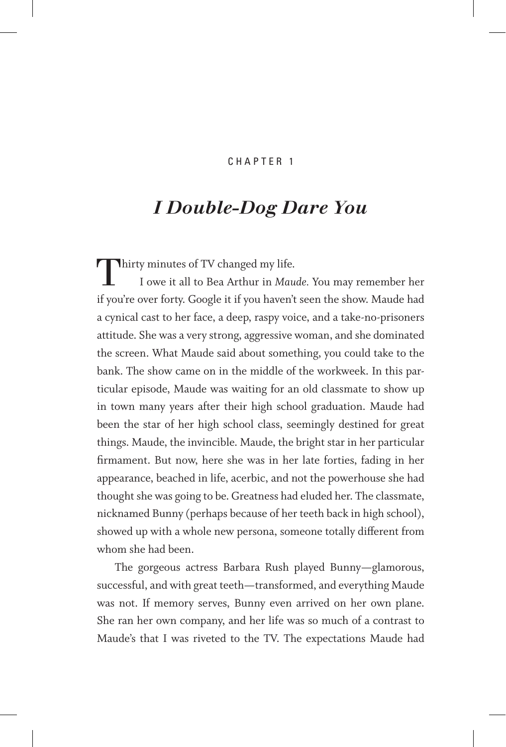CHAPTER 1

# *I Double-Dog Dare You*

Thirty minutes of TV changed my life.

I owe it all to Bea Arthur in *Maude*. You may remember her if you're over forty. Google it if you haven't seen the show. Maude had a cynical cast to her face, a deep, raspy voice, and a take-no-prisoners attitude. She was a very strong, aggressive woman, and she dominated the screen. What Maude said about something, you could take to the bank. The show came on in the middle of the workweek. In this particular episode, Maude was waiting for an old classmate to show up in town many years after their high school graduation. Maude had been the star of her high school class, seemingly destined for great things. Maude, the invincible. Maude, the bright star in her particular firmament. But now, here she was in her late forties, fading in her appearance, beached in life, acerbic, and not the powerhouse she had thought she was going to be. Greatness had eluded her. The classmate, nicknamed Bunny (perhaps because of her teeth back in high school), showed up with a whole new persona, someone totally different from whom she had been.

The gorgeous actress Barbara Rush played Bunny—glamorous, successful, and with great teeth—transformed, and everything Maude was not. If memory serves, Bunny even arrived on her own plane. She ran her own company, and her life was so much of a contrast to Maude's that I was riveted to the TV. The expectations Maude had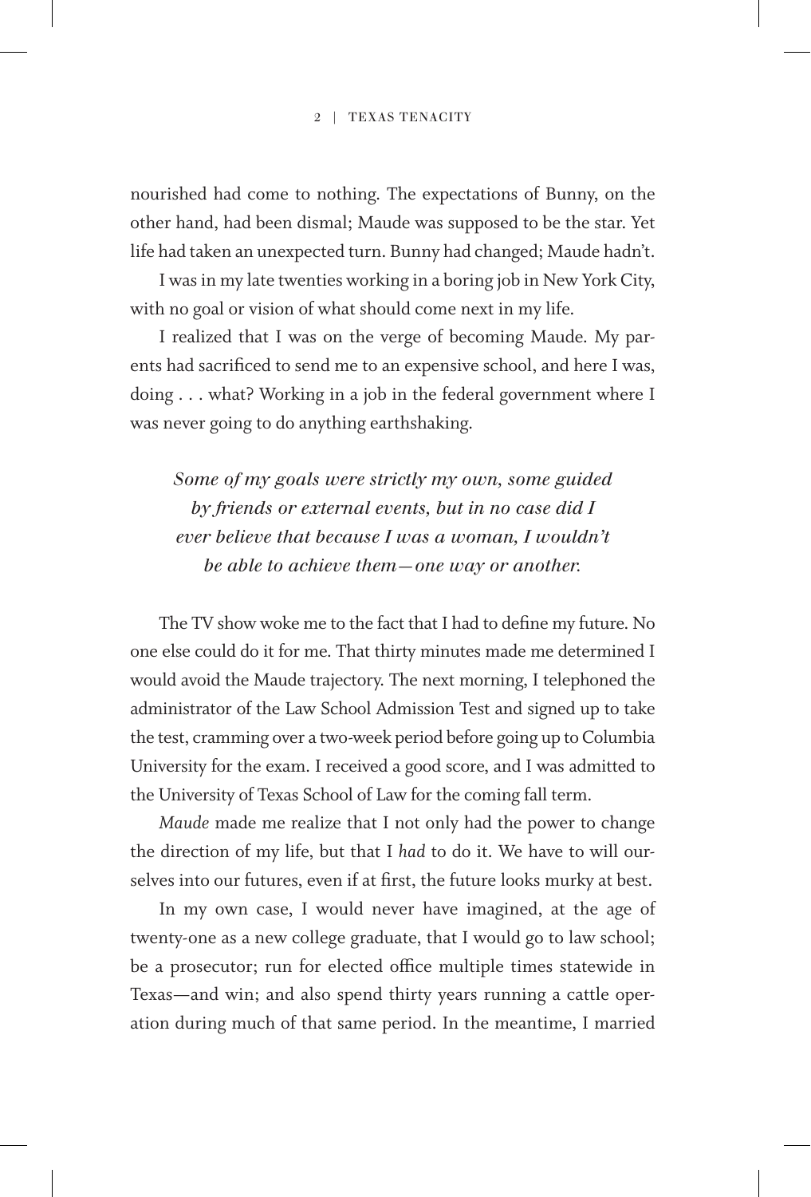nourished had come to nothing. The expectations of Bunny, on the other hand, had been dismal; Maude was supposed to be the star. Yet life had taken an unexpected turn. Bunny had changed; Maude hadn't.

I was in my late twenties working in a boring job in New York City, with no goal or vision of what should come next in my life.

I realized that I was on the verge of becoming Maude. My parents had sacrificed to send me to an expensive school, and here I was, doing . . . what? Working in a job in the federal government where I was never going to do anything earthshaking.

> *Some of my goals were strictly my own, some guided by friends or external events, but in no case did I ever believe that because I was a woman, I wouldn't be able to achieve them—one way or another.*

The TV show woke me to the fact that I had to define my future. No one else could do it for me. That thirty minutes made me determined I would avoid the Maude trajectory. The next morning, I telephoned the administrator of the Law School Admission Test and signed up to take the test, cramming over a two-week period before going up to Columbia University for the exam. I received a good score, and I was admitted to the University of Texas School of Law for the coming fall term.

*Maude* made me realize that I not only had the power to change the direction of my life, but that I *had* to do it. We have to will ourselves into our futures, even if at first, the future looks murky at best.

In my own case, I would never have imagined, at the age of twenty-one as a new college graduate, that I would go to law school; be a prosecutor; run for elected office multiple times statewide in Texas—and win; and also spend thirty years running a cattle operation during much of that same period. In the meantime, I married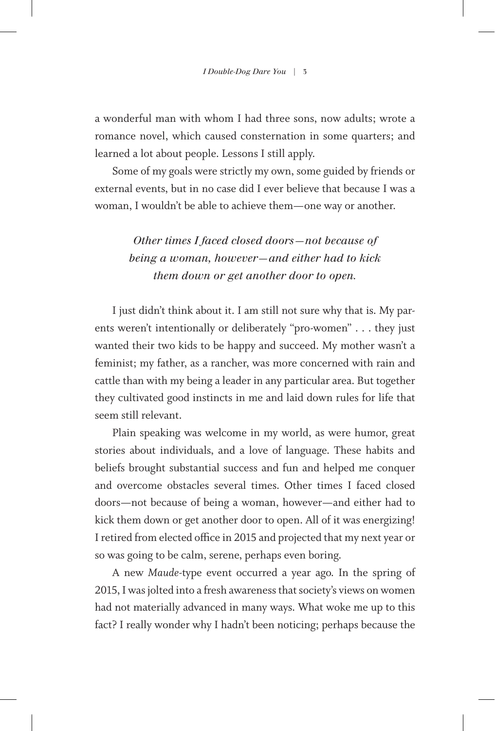a wonderful man with whom I had three sons, now adults; wrote a romance novel, which caused consternation in some quarters; and learned a lot about people. Lessons I still apply.

Some of my goals were strictly my own, some guided by friends or external events, but in no case did I ever believe that because I was a woman, I wouldn't be able to achieve them—one way or another.

> *Other times I faced closed doors—not because of being a woman, however—and either had to kick them down or get another door to open.*

I just didn't think about it. I am still not sure why that is. My parents weren't intentionally or deliberately "pro-women" . . . they just wanted their two kids to be happy and succeed. My mother wasn't a feminist; my father, as a rancher, was more concerned with rain and cattle than with my being a leader in any particular area. But together they cultivated good instincts in me and laid down rules for life that seem still relevant.

Plain speaking was welcome in my world, as were humor, great stories about individuals, and a love of language. These habits and beliefs brought substantial success and fun and helped me conquer and overcome obstacles several times. Other times I faced closed doors—not because of being a woman, however—and either had to kick them down or get another door to open. All of it was energizing! I retired from elected office in 2015 and projected that my next year or so was going to be calm, serene, perhaps even boring.

A new *Maude*-type event occurred a year ago. In the spring of 2015, I was jolted into a fresh awareness that society's views on women had not materially advanced in many ways. What woke me up to this fact? I really wonder why I hadn't been noticing; perhaps because the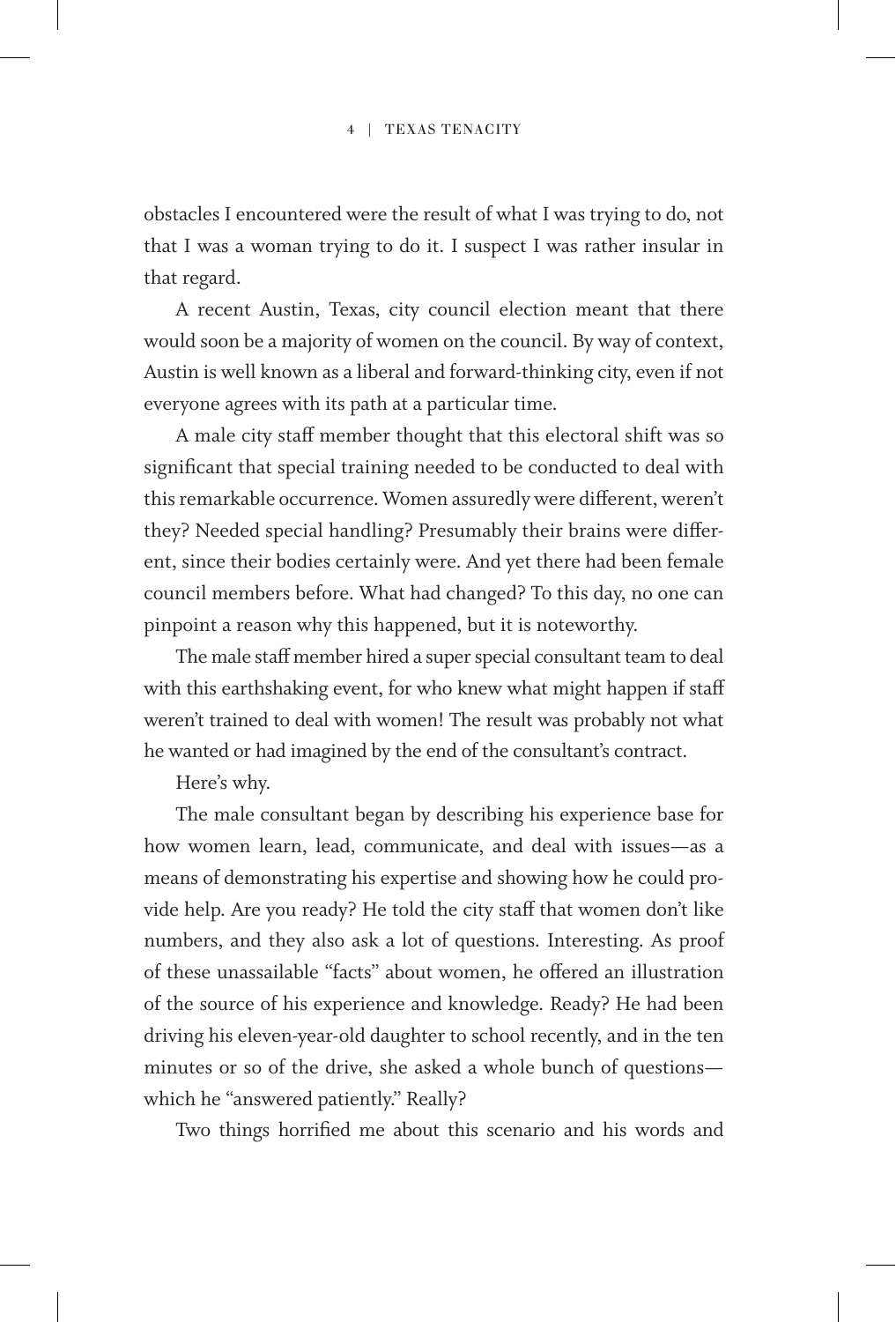obstacles I encountered were the result of what I was trying to do, not that I was a woman trying to do it. I suspect I was rather insular in that regard.

A recent Austin, Texas, city council election meant that there would soon be a majority of women on the council. By way of context, Austin is well known as a liberal and forward-thinking city, even if not everyone agrees with its path at a particular time.

A male city staff member thought that this electoral shift was so significant that special training needed to be conducted to deal with this remarkable occurrence. Women assuredly were different, weren't they? Needed special handling? Presumably their brains were different, since their bodies certainly were. And yet there had been female council members before. What had changed? To this day, no one can pinpoint a reason why this happened, but it is noteworthy.

The male staff member hired a super special consultant team to deal with this earthshaking event, for who knew what might happen if staff weren't trained to deal with women! The result was probably not what he wanted or had imagined by the end of the consultant's contract.

Here's why.

The male consultant began by describing his experience base for how women learn, lead, communicate, and deal with issues—as a means of demonstrating his expertise and showing how he could provide help. Are you ready? He told the city staff that women don't like numbers, and they also ask a lot of questions. Interesting. As proof of these unassailable "facts" about women, he offered an illustration of the source of his experience and knowledge. Ready? He had been driving his eleven-year-old daughter to school recently, and in the ten minutes or so of the drive, she asked a whole bunch of questions—which he "answered patiently." Really?

Two things horrified me about this scenario and his words and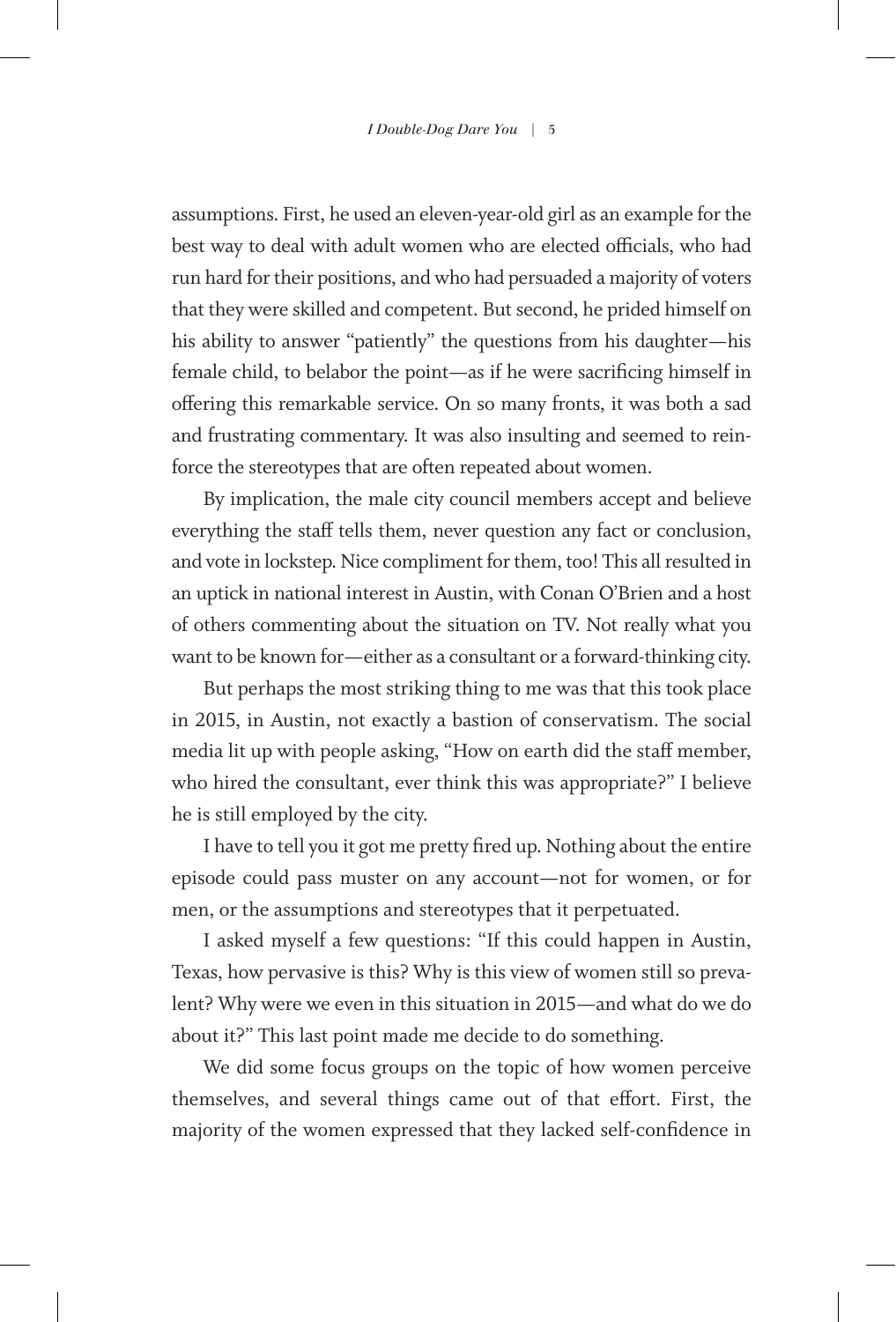assumptions. First, he used an eleven-year-old girl as an example for the best way to deal with adult women who are elected officials, who had run hard for their positions, and who had persuaded a majority of voters that they were skilled and competent. But second, he prided himself on his ability to answer "patiently" the questions from his daughter—his female child, to belabor the point—as if he were sacrificing himself in offering this remarkable service. On so many fronts, it was both a sad and frustrating commentary. It was also insulting and seemed to reinforce the stereotypes that are often repeated about women.

By implication, the male city council members accept and believe everything the staff tells them, never question any fact or conclusion, and vote in lockstep. Nice compliment for them, too! This all resulted in an uptick in national interest in Austin, with Conan O'Brien and a host of others commenting about the situation on TV. Not really what you want to be known for—either as a consultant or a forward-thinking city.

But perhaps the most striking thing to me was that this took place in 2015, in Austin, not exactly a bastion of conservatism. The social media lit up with people asking, "How on earth did the staff member, who hired the consultant, ever think this was appropriate?" I believe he is still employed by the city.

I have to tell you it got me pretty fired up. Nothing about the entire episode could pass muster on any account—not for women, or for men, or the assumptions and stereotypes that it perpetuated.

I asked myself a few questions: "If this could happen in Austin, Texas, how pervasive is this? Why is this view of women still so prevalent? Why were we even in this situation in 2015—and what do we do about it?" This last point made me decide to do something.

We did some focus groups on the topic of how women perceive themselves, and several things came out of that effort. First, the majority of the women expressed that they lacked self-confidence in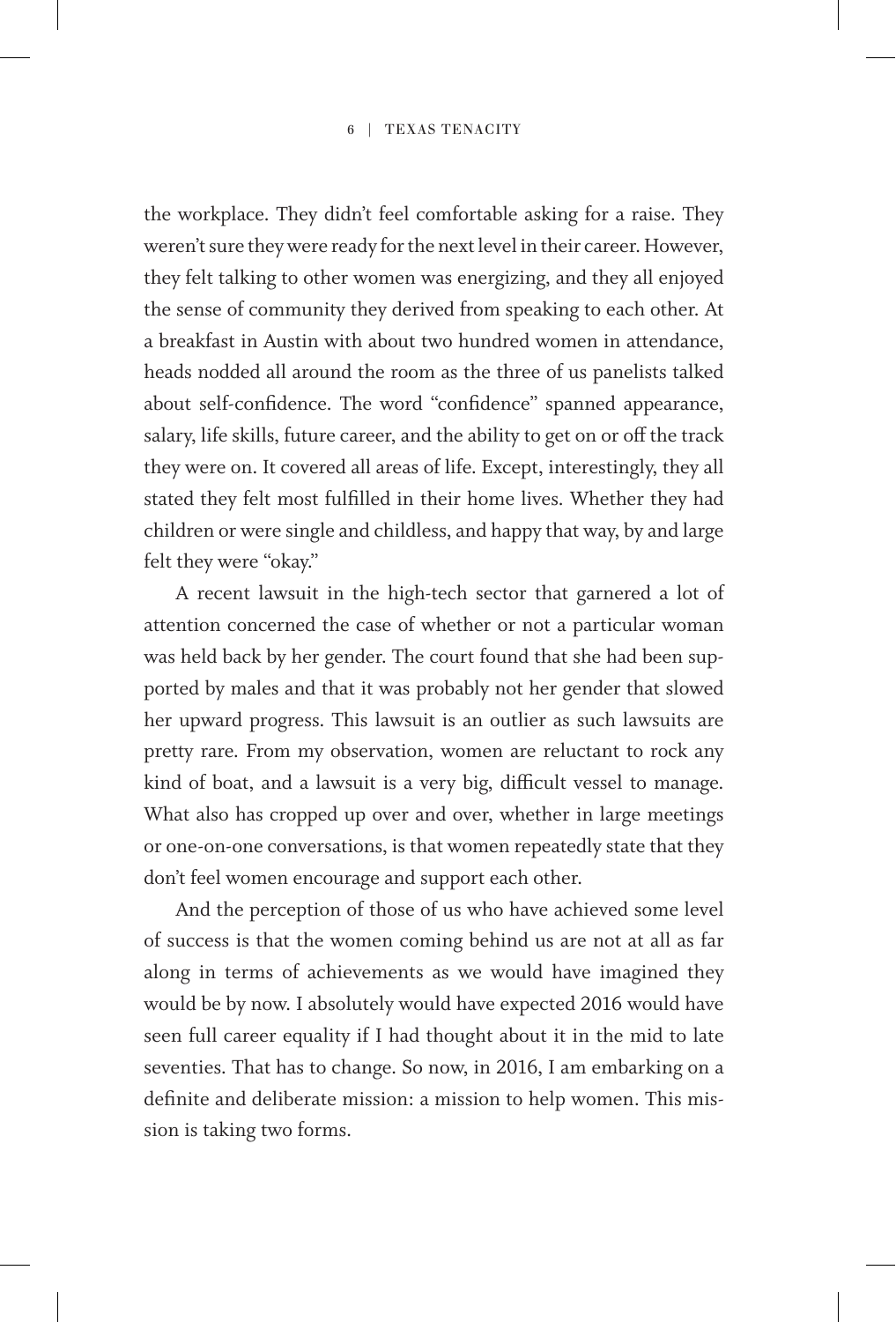the workplace. They didn't feel comfortable asking for a raise. They weren't sure they were ready for the next level in their career. However, they felt talking to other women was energizing, and they all enjoyed the sense of community they derived from speaking to each other. At a breakfast in Austin with about two hundred women in attendance, heads nodded all around the room as the three of us panelists talked about self-confidence. The word "confidence" spanned appearance, salary, life skills, future career, and the ability to get on or off the track they were on. It covered all areas of life. Except, interestingly, they all stated they felt most fulfilled in their home lives. Whether they had children or were single and childless, and happy that way, by and large felt they were "okay."

A recent lawsuit in the high-tech sector that garnered a lot of attention concerned the case of whether or not a particular woman was held back by her gender. The court found that she had been supported by males and that it was probably not her gender that slowed her upward progress. This lawsuit is an outlier as such lawsuits are pretty rare. From my observation, women are reluctant to rock any kind of boat, and a lawsuit is a very big, difficult vessel to manage. What also has cropped up over and over, whether in large meetings or one-on-one conversations, is that women repeatedly state that they don't feel women encourage and support each other.

And the perception of those of us who have achieved some level of success is that the women coming behind us are not at all as far along in terms of achievements as we would have imagined they would be by now. I absolutely would have expected 2016 would have seen full career equality if I had thought about it in the mid to late seventies. That has to change. So now, in 2016, I am embarking on a definite and deliberate mission: a mission to help women. This mission is taking two forms.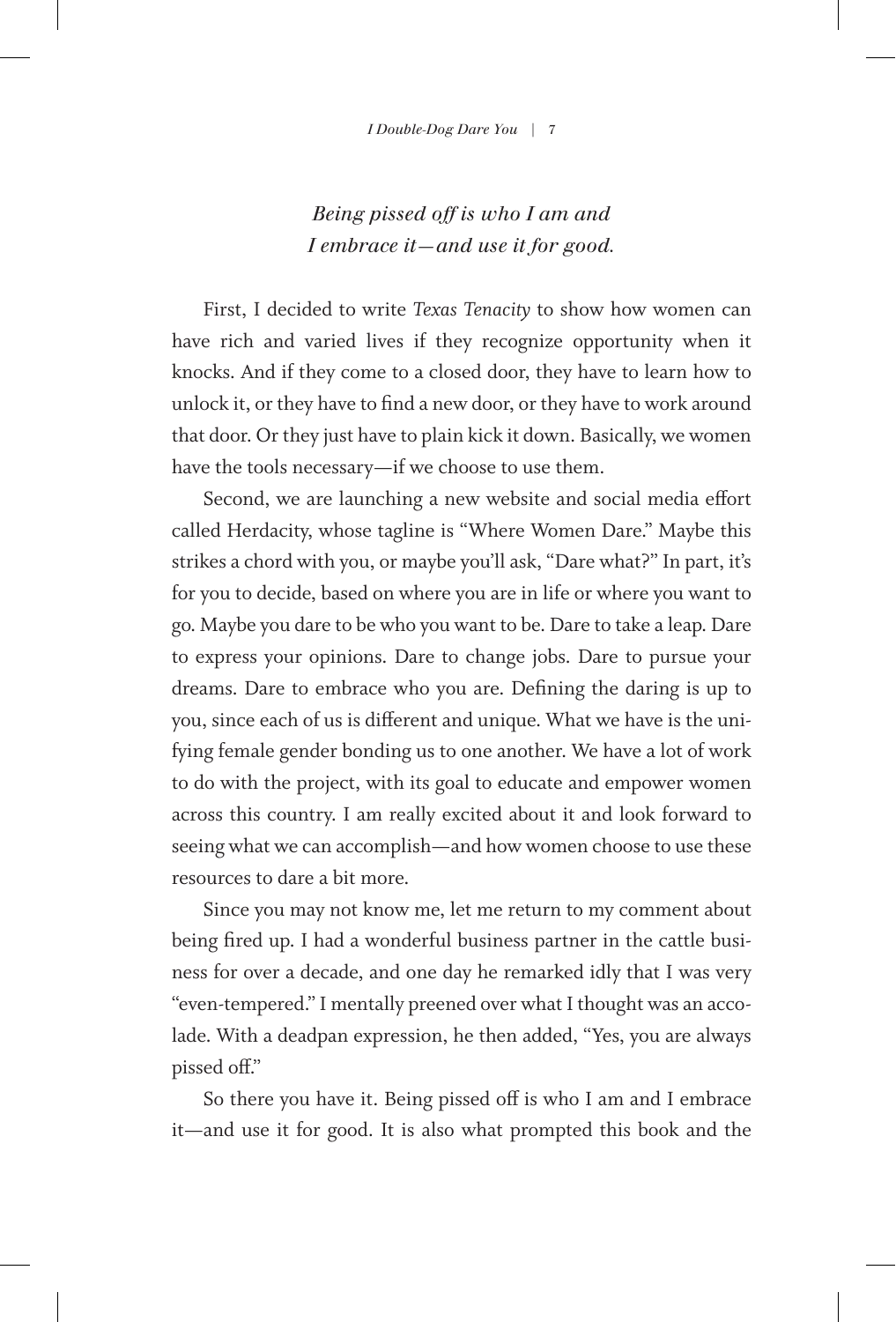*Being pissed off is who I am and*
*I embrace it—and use it for good.*

First, I decided to write *Texas Tenacity* to show how women can have rich and varied lives if they recognize opportunity when it knocks. And if they come to a closed door, they have to learn how to unlock it, or they have to find a new door, or they have to work around that door. Or they just have to plain kick it down. Basically, we women have the tools necessary—if we choose to use them.

Second, we are launching a new website and social media effort called Herdacity, whose tagline is "Where Women Dare." Maybe this strikes a chord with you, or maybe you'll ask, "Dare what?" In part, it's for you to decide, based on where you are in life or where you want to go. Maybe you dare to be who you want to be. Dare to take a leap. Dare to express your opinions. Dare to change jobs. Dare to pursue your dreams. Dare to embrace who you are. Defining the daring is up to you, since each of us is different and unique. What we have is the unifying female gender bonding us to one another. We have a lot of work to do with the project, with its goal to educate and empower women across this country. I am really excited about it and look forward to seeing what we can accomplish—and how women choose to use these resources to dare a bit more.

Since you may not know me, let me return to my comment about being fired up. I had a wonderful business partner in the cattle business for over a decade, and one day he remarked idly that I was very "even-tempered." I mentally preened over what I thought was an accolade. With a deadpan expression, he then added, "Yes, you are always pissed off."

So there you have it. Being pissed off is who I am and I embrace it—and use it for good. It is also what prompted this book and the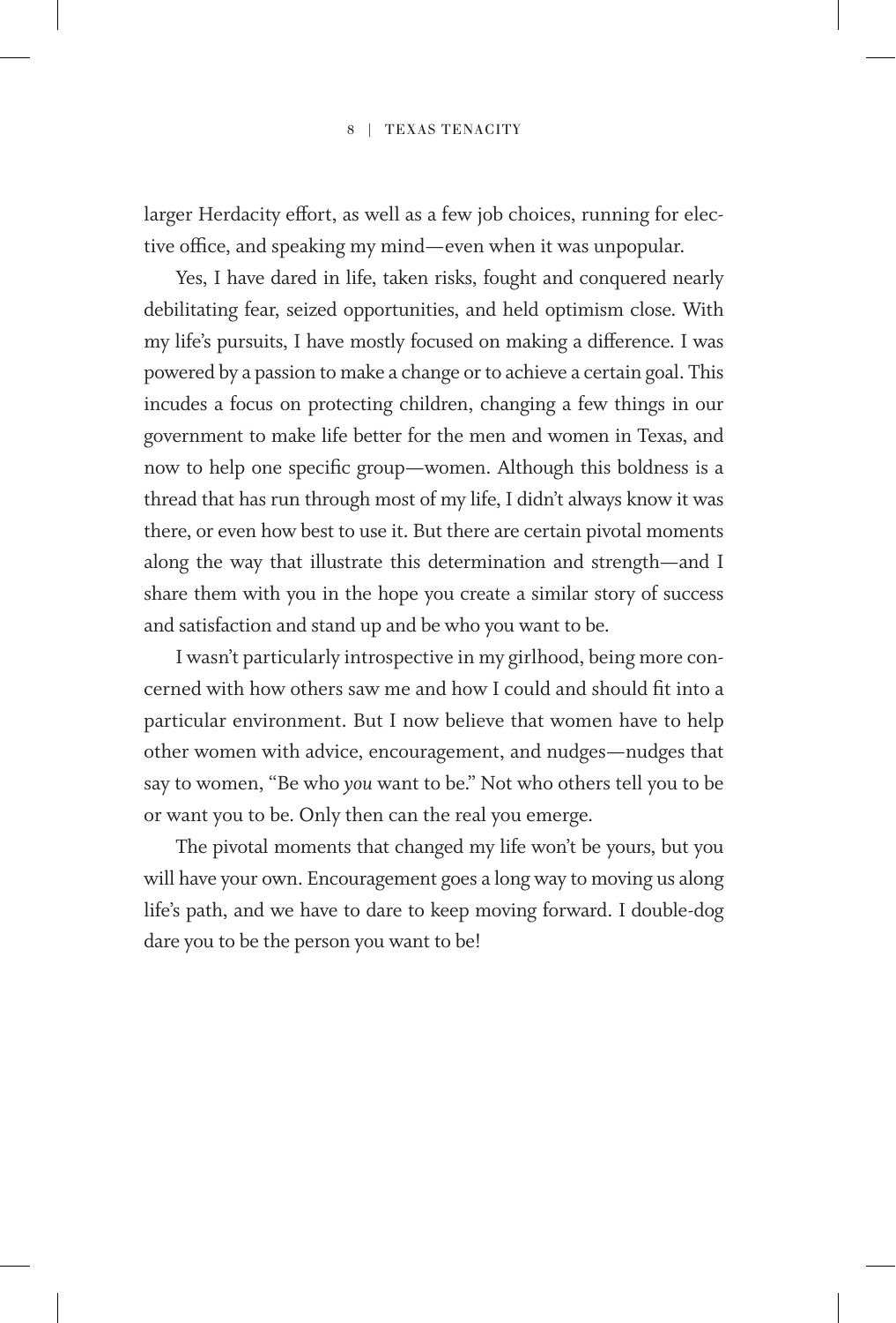larger Herdacity effort, as well as a few job choices, running for elective office, and speaking my mind—even when it was unpopular.

Yes, I have dared in life, taken risks, fought and conquered nearly debilitating fear, seized opportunities, and held optimism close. With my life's pursuits, I have mostly focused on making a difference. I was powered by a passion to make a change or to achieve a certain goal. This incudes a focus on protecting children, changing a few things in our government to make life better for the men and women in Texas, and now to help one specific group—women. Although this boldness is a thread that has run through most of my life, I didn't always know it was there, or even how best to use it. But there are certain pivotal moments along the way that illustrate this determination and strength—and I share them with you in the hope you create a similar story of success and satisfaction and stand up and be who you want to be.

I wasn't particularly introspective in my girlhood, being more concerned with how others saw me and how I could and should fit into a particular environment. But I now believe that women have to help other women with advice, encouragement, and nudges—nudges that say to women, "Be who *you* want to be." Not who others tell you to be or want you to be. Only then can the real you emerge.

The pivotal moments that changed my life won't be yours, but you will have your own. Encouragement goes a long way to moving us along life's path, and we have to dare to keep moving forward. I double-dog dare you to be the person you want to be!